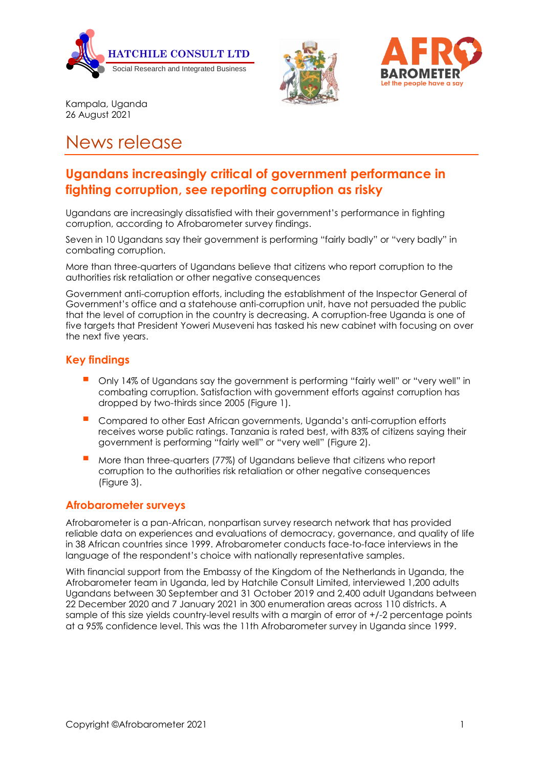HATCHILE CONSULT LTD
Social Research and Integrated Business

AFROBAROMETER
Let the people have a say

Kampala, Uganda
26 August 2021

# News release

## Ugandans increasingly critical of government performance in fighting corruption, see reporting corruption as risky

Ugandans are increasingly dissatisfied with their government's performance in fighting corruption, according to Afrobarometer survey findings.

Seven in 10 Ugandans say their government is performing "fairly badly" or "very badly" in combating corruption.

More than three-quarters of Ugandans believe that citizens who report corruption to the authorities risk retaliation or other negative consequences

Government anti-corruption efforts, including the establishment of the Inspector General of Government's office and a statehouse anti-corruption unit, have not persuaded the public that the level of corruption in the country is decreasing. A corruption-free Uganda is one of five targets that President Yoweri Museveni has tasked his new cabinet with focusing on over the next five years.

### Key findings

- Only 14% of Ugandans say the government is performing "fairly well" or "very well" in combating corruption. Satisfaction with government efforts against corruption has dropped by two-thirds since 2005 (Figure 1).
- Compared to other East African governments, Uganda's anti-corruption efforts receives worse public ratings. Tanzania is rated best, with 83% of citizens saying their government is performing "fairly well" or "very well" (Figure 2).
- More than three-quarters (77%) of Ugandans believe that citizens who report corruption to the authorities risk retaliation or other negative consequences (Figure 3).

### Afrobarometer surveys

Afrobarometer is a pan-African, nonpartisan survey research network that has provided reliable data on experiences and evaluations of democracy, governance, and quality of life in 38 African countries since 1999. Afrobarometer conducts face-to-face interviews in the language of the respondent's choice with nationally representative samples.

With financial support from the Embassy of the Kingdom of the Netherlands in Uganda, the Afrobarometer team in Uganda, led by Hatchile Consult Limited, interviewed 1,200 adults Ugandans between 30 September and 31 October 2019 and 2,400 adult Ugandans between 22 December 2020 and 7 January 2021 in 300 enumeration areas across 110 districts. A sample of this size yields country-level results with a margin of error of +/-2 percentage points at a 95% confidence level. This was the 11th Afrobarometer survey in Uganda since 1999.

Copyright ©Afrobarometer 2021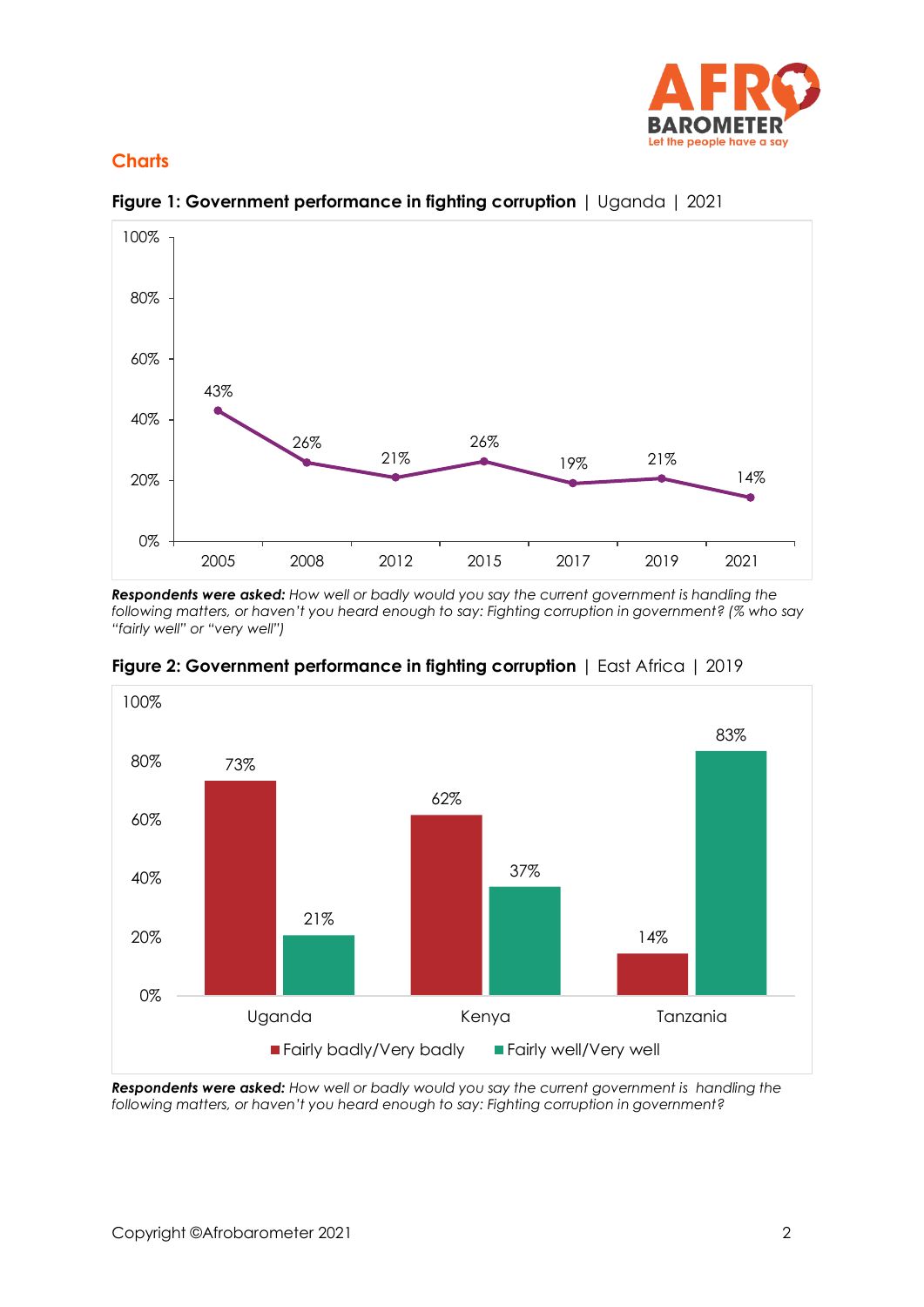## Charts

**Figure 1: Government performance in fighting corruption** | Uganda | 2021

| Year | % |
|---|---|
| 2005 | 43% |
| 2008 | 26% |
| 2012 | 21% |
| 2015 | 26% |
| 2017 | 19% |
| 2019 | 21% |
| 2021 | 14% |

***Respondents were asked:*** *How well or badly would you say the current government is handling the following matters, or haven't you heard enough to say: Fighting corruption in government? (% who say "fairly well" or "very well")*

**Figure 2: Government performance in fighting corruption** | East Africa | 2019

| Country | Fairly badly/Very badly | Fairly well/Very well |
|---|---|---|
| Uganda | 73% | 21% |
| Kenya | 62% | 37% |
| Tanzania | 14% | 83% |

***Respondents were asked:*** *How well or badly would you say the current government is handling the following matters, or haven't you heard enough to say: Fighting corruption in government?*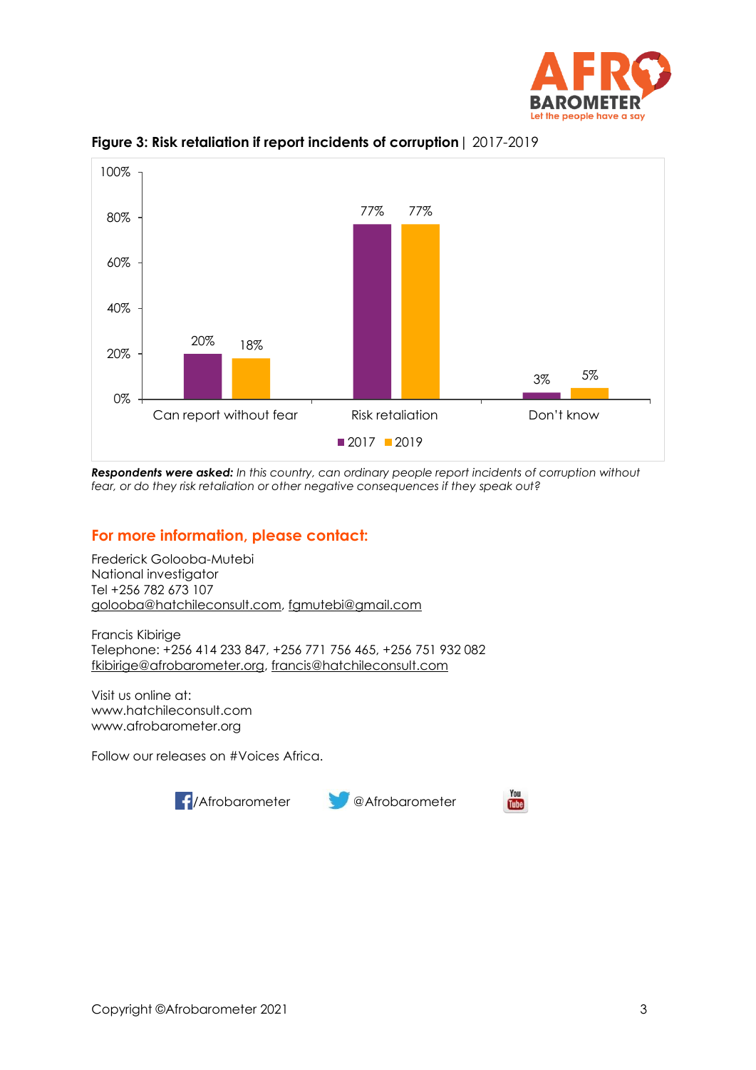**Figure 3: Risk retaliation if report incidents of corruption** | 2017-2019

100%
80%
60%
40%
20%
0%

Can report without fear: 20% 18%
Risk retaliation: 77% 77%
Don't know: 3% 5%

2017 2019

***Respondents were asked:*** *In this country, can ordinary people report incidents of corruption without fear, or do they risk retaliation or other negative consequences if they speak out?*

## For more information, please contact:

Frederick Golooba-Mutebi
National investigator
Tel +256 782 673 107
golooba@hatchileconsult.com, fgmutebi@gmail.com

Francis Kibirige
Telephone: +256 414 233 847, +256 771 756 465, +256 751 932 082
fkibirige@afrobarometer.org, francis@hatchileconsult.com

Visit us online at:
www.hatchileconsult.com
www.afrobarometer.org

Follow our releases on #Voices Africa.

/Afrobarometer @Afrobarometer

Copyright ©Afrobarometer 2021